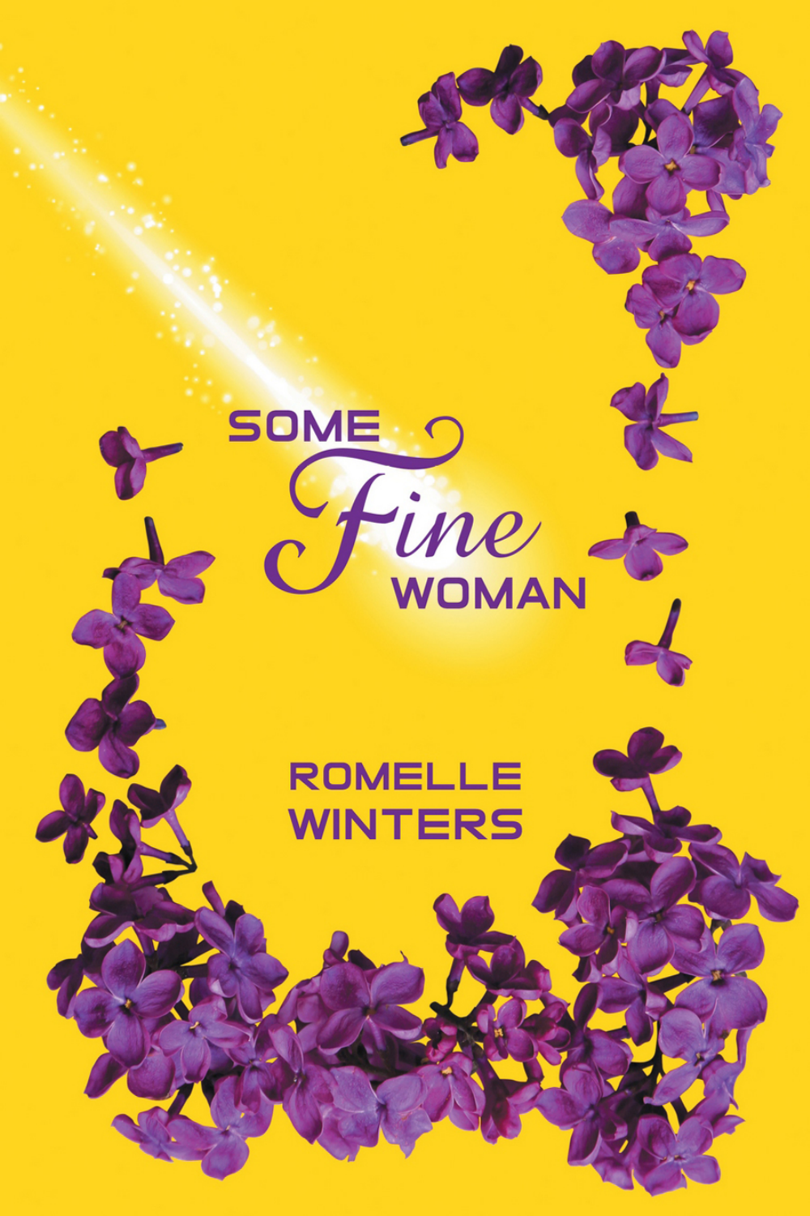# SOME *Fine* WOMAN

ROMELLE WINTERS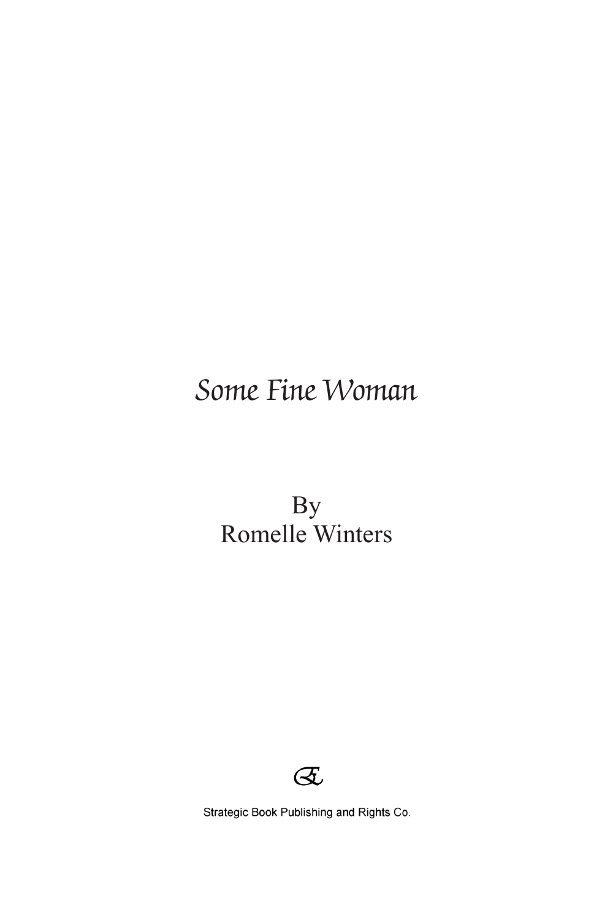# *Some Fine Woman*

By
Romelle Winters

Strategic Book Publishing and Rights Co.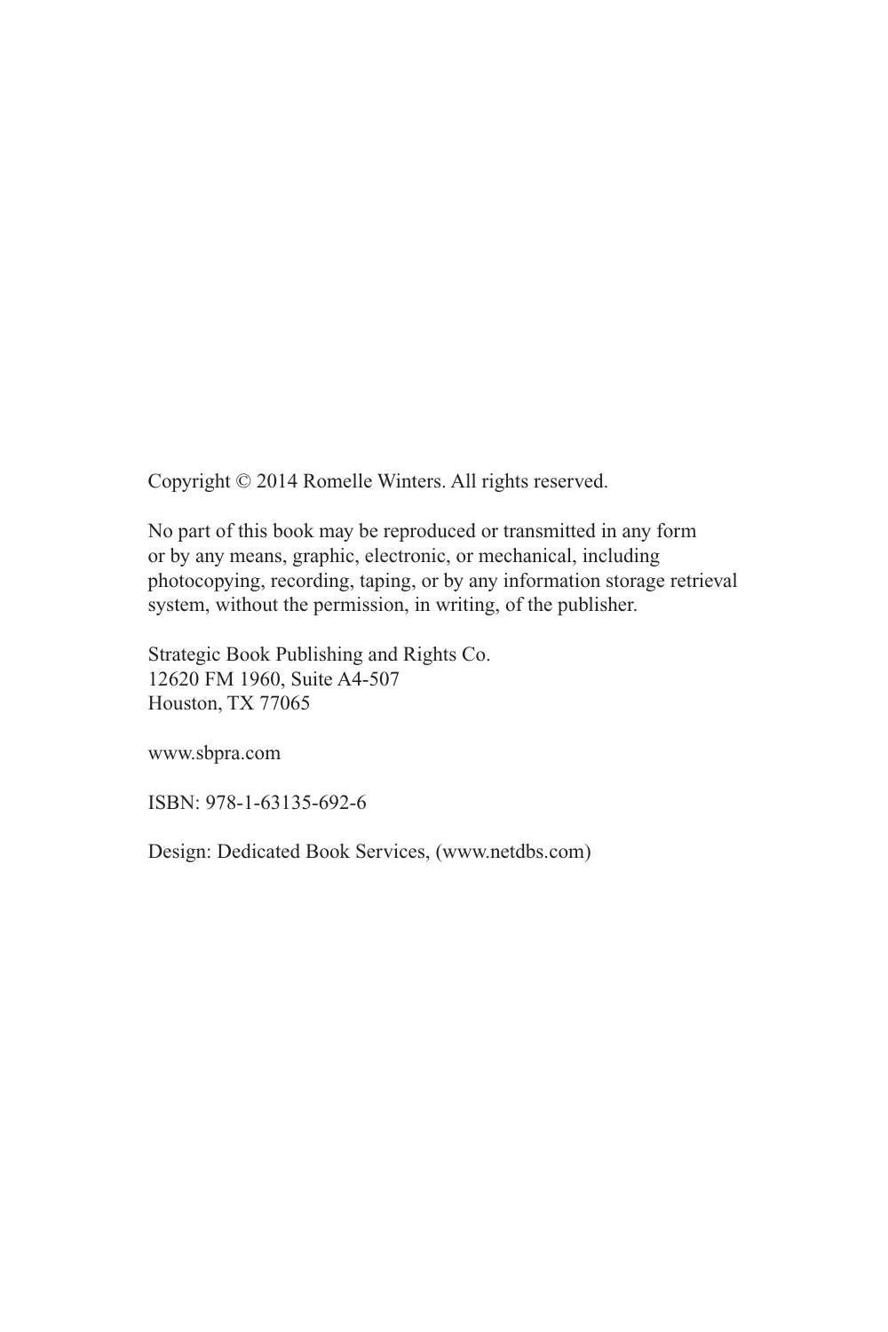Copyright © 2014 Romelle Winters. All rights reserved.

No part of this book may be reproduced or transmitted in any form or by any means, graphic, electronic, or mechanical, including photocopying, recording, taping, or by any information storage retrieval system, without the permission, in writing, of the publisher.

Strategic Book Publishing and Rights Co.  
12620 FM 1960, Suite A4-507  
Houston, TX 77065

www.sbpra.com

ISBN: 978-1-63135-692-6

Design: Dedicated Book Services, (www.netdbs.com)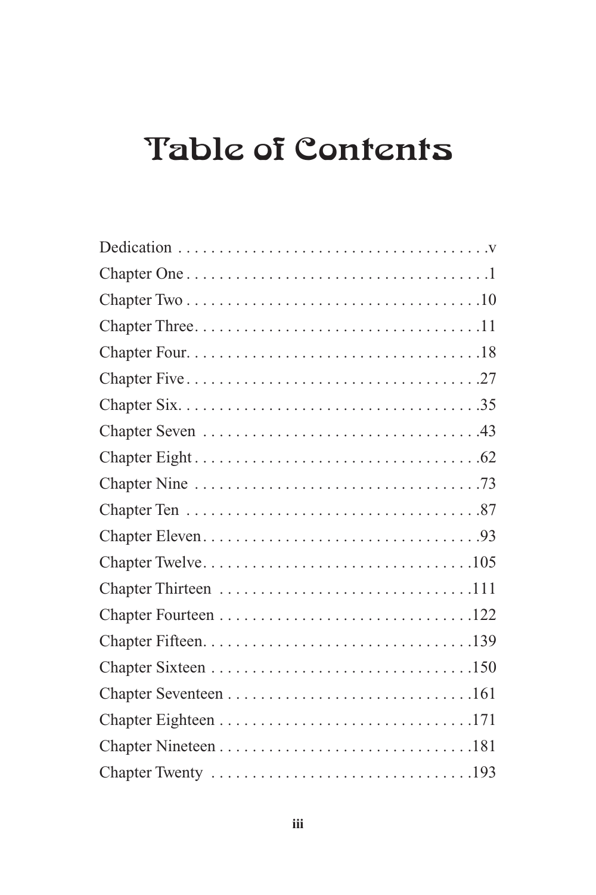# Table of Contents

Dedication . . . . . . . . . . . . . . . . . . . . . . . . . . . . . . . . . . . . . . .v
Chapter One . . . . . . . . . . . . . . . . . . . . . . . . . . . . . . . . . . . . . .1
Chapter Two . . . . . . . . . . . . . . . . . . . . . . . . . . . . . . . . . . . . .10
Chapter Three. . . . . . . . . . . . . . . . . . . . . . . . . . . . . . . . . . . .11
Chapter Four. . . . . . . . . . . . . . . . . . . . . . . . . . . . . . . . . . . . .18
Chapter Five . . . . . . . . . . . . . . . . . . . . . . . . . . . . . . . . . . . .27
Chapter Six. . . . . . . . . . . . . . . . . . . . . . . . . . . . . . . . . . . . . .35
Chapter Seven . . . . . . . . . . . . . . . . . . . . . . . . . . . . . . . . . . .43
Chapter Eight . . . . . . . . . . . . . . . . . . . . . . . . . . . . . . . . . . .62
Chapter Nine . . . . . . . . . . . . . . . . . . . . . . . . . . . . . . . . . . . .73
Chapter Ten . . . . . . . . . . . . . . . . . . . . . . . . . . . . . . . . . . . . .87
Chapter Eleven. . . . . . . . . . . . . . . . . . . . . . . . . . . . . . . . . . .93
Chapter Twelve. . . . . . . . . . . . . . . . . . . . . . . . . . . . . . . . .105
Chapter Thirteen . . . . . . . . . . . . . . . . . . . . . . . . . . . . . . .111
Chapter Fourteen . . . . . . . . . . . . . . . . . . . . . . . . . . . . . . .122
Chapter Fifteen. . . . . . . . . . . . . . . . . . . . . . . . . . . . . . . . .139
Chapter Sixteen . . . . . . . . . . . . . . . . . . . . . . . . . . . . . . . .150
Chapter Seventeen . . . . . . . . . . . . . . . . . . . . . . . . . . . . . .161
Chapter Eighteen . . . . . . . . . . . . . . . . . . . . . . . . . . . . . . .171
Chapter Nineteen . . . . . . . . . . . . . . . . . . . . . . . . . . . . . . .181
Chapter Twenty . . . . . . . . . . . . . . . . . . . . . . . . . . . . . . . .193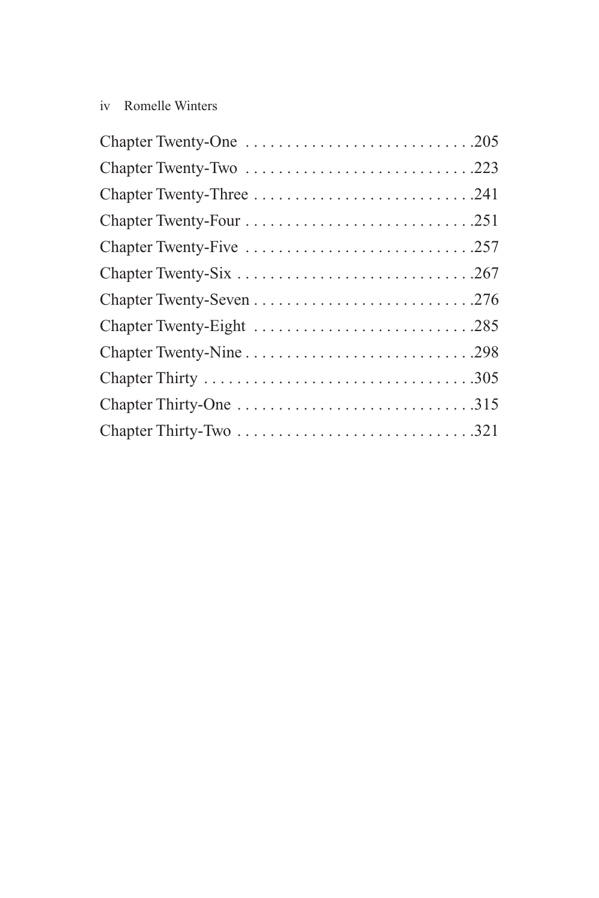Chapter Twenty-One . . . . . . . . . . . . . . . . . . . . . . . . . . . .205
Chapter Twenty-Two . . . . . . . . . . . . . . . . . . . . . . . . . . . .223
Chapter Twenty-Three . . . . . . . . . . . . . . . . . . . . . . . . . . .241
Chapter Twenty-Four . . . . . . . . . . . . . . . . . . . . . . . . . . . .251
Chapter Twenty-Five . . . . . . . . . . . . . . . . . . . . . . . . . . . .257
Chapter Twenty-Six . . . . . . . . . . . . . . . . . . . . . . . . . . . . .267
Chapter Twenty-Seven . . . . . . . . . . . . . . . . . . . . . . . . . . .276
Chapter Twenty-Eight . . . . . . . . . . . . . . . . . . . . . . . . . . .285
Chapter Twenty-Nine . . . . . . . . . . . . . . . . . . . . . . . . . . . .298
Chapter Thirty . . . . . . . . . . . . . . . . . . . . . . . . . . . . . . . . .305
Chapter Thirty-One . . . . . . . . . . . . . . . . . . . . . . . . . . . . .315
Chapter Thirty-Two . . . . . . . . . . . . . . . . . . . . . . . . . . . . .321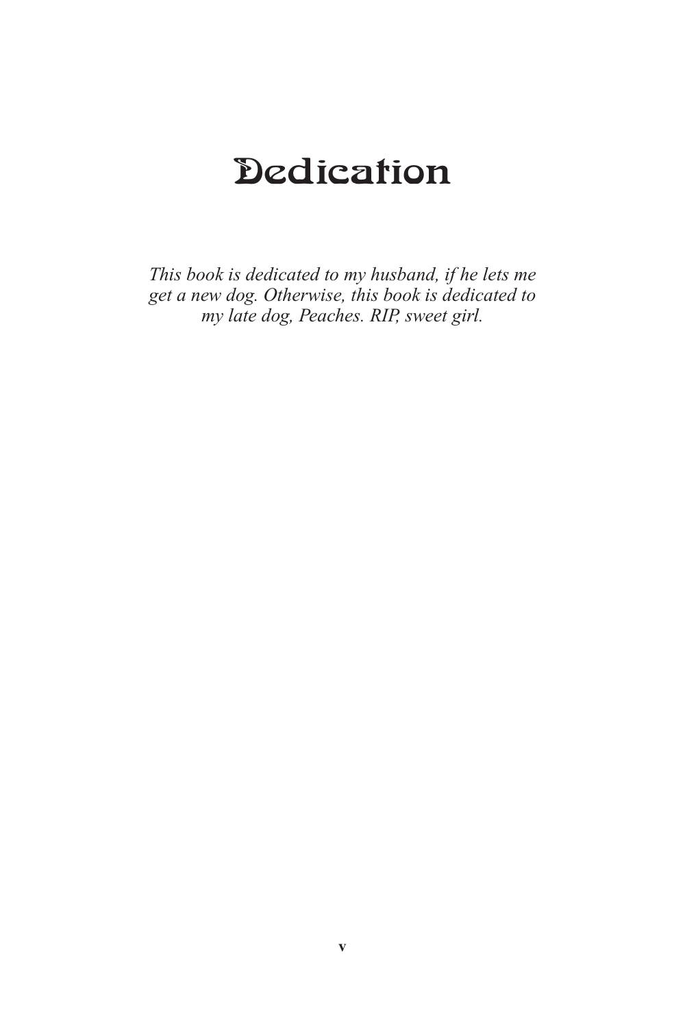# Dedication

*This book is dedicated to my husband, if he lets me get a new dog. Otherwise, this book is dedicated to my late dog, Peaches. RIP, sweet girl.*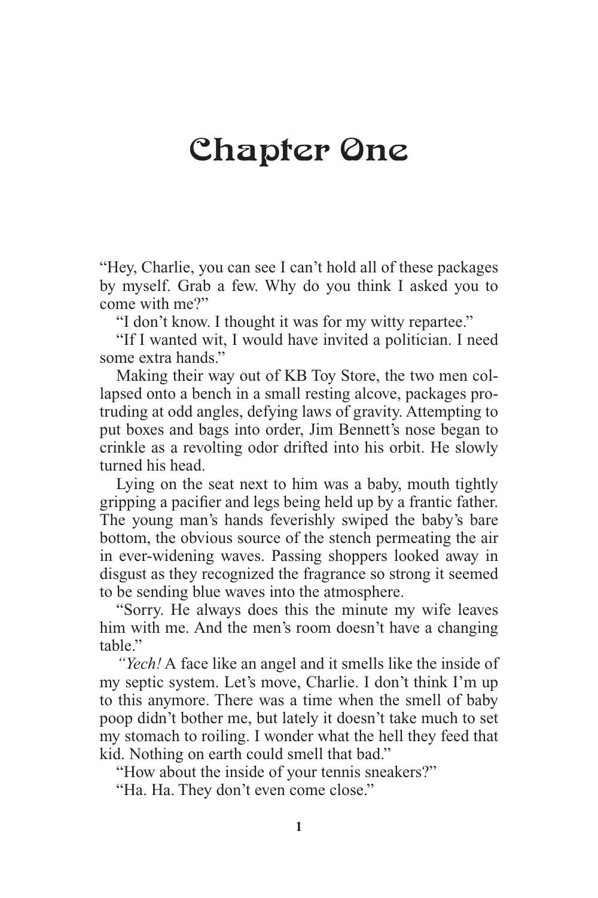# Chapter One

"Hey, Charlie, you can see I can't hold all of these packages by myself. Grab a few. Why do you think I asked you to come with me?"

"I don't know. I thought it was for my witty repartee."

"If I wanted wit, I would have invited a politician. I need some extra hands."

Making their way out of KB Toy Store, the two men collapsed onto a bench in a small resting alcove, packages protruding at odd angles, defying laws of gravity. Attempting to put boxes and bags into order, Jim Bennett's nose began to crinkle as a revolting odor drifted into his orbit. He slowly turned his head.

Lying on the seat next to him was a baby, mouth tightly gripping a pacifier and legs being held up by a frantic father. The young man's hands feverishly swiped the baby's bare bottom, the obvious source of the stench permeating the air in ever-widening waves. Passing shoppers looked away in disgust as they recognized the fragrance so strong it seemed to be sending blue waves into the atmosphere.

"Sorry. He always does this the minute my wife leaves him with me. And the men's room doesn't have a changing table."

*"Yech!* A face like an angel and it smells like the inside of my septic system. Let's move, Charlie. I don't think I'm up to this anymore. There was a time when the smell of baby poop didn't bother me, but lately it doesn't take much to set my stomach to roiling. I wonder what the hell they feed that kid. Nothing on earth could smell that bad."

"How about the inside of your tennis sneakers?"

"Ha. Ha. They don't even come close."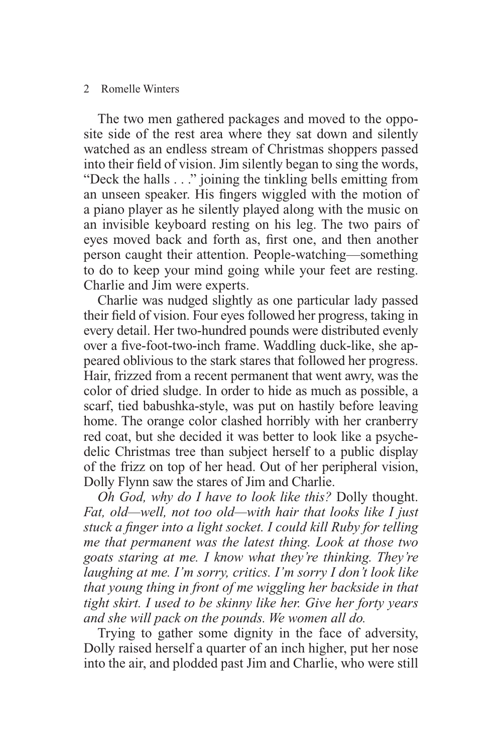The two men gathered packages and moved to the opposite side of the rest area where they sat down and silently watched as an endless stream of Christmas shoppers passed into their field of vision. Jim silently began to sing the words, "Deck the halls . . ." joining the tinkling bells emitting from an unseen speaker. His fingers wiggled with the motion of a piano player as he silently played along with the music on an invisible keyboard resting on his leg. The two pairs of eyes moved back and forth as, first one, and then another person caught their attention. People-watching—something to do to keep your mind going while your feet are resting. Charlie and Jim were experts.

Charlie was nudged slightly as one particular lady passed their field of vision. Four eyes followed her progress, taking in every detail. Her two-hundred pounds were distributed evenly over a five-foot-two-inch frame. Waddling duck-like, she appeared oblivious to the stark stares that followed her progress. Hair, frizzed from a recent permanent that went awry, was the color of dried sludge. In order to hide as much as possible, a scarf, tied babushka-style, was put on hastily before leaving home. The orange color clashed horribly with her cranberry red coat, but she decided it was better to look like a psychedelic Christmas tree than subject herself to a public display of the frizz on top of her head. Out of her peripheral vision, Dolly Flynn saw the stares of Jim and Charlie.

*Oh God, why do I have to look like this?* Dolly thought. *Fat, old—well, not too old—with hair that looks like I just stuck a finger into a light socket. I could kill Ruby for telling me that permanent was the latest thing. Look at those two goats staring at me. I know what they're thinking. They're laughing at me. I'm sorry, critics. I'm sorry I don't look like that young thing in front of me wiggling her backside in that tight skirt. I used to be skinny like her. Give her forty years and she will pack on the pounds. We women all do.*

Trying to gather some dignity in the face of adversity, Dolly raised herself a quarter of an inch higher, put her nose into the air, and plodded past Jim and Charlie, who were still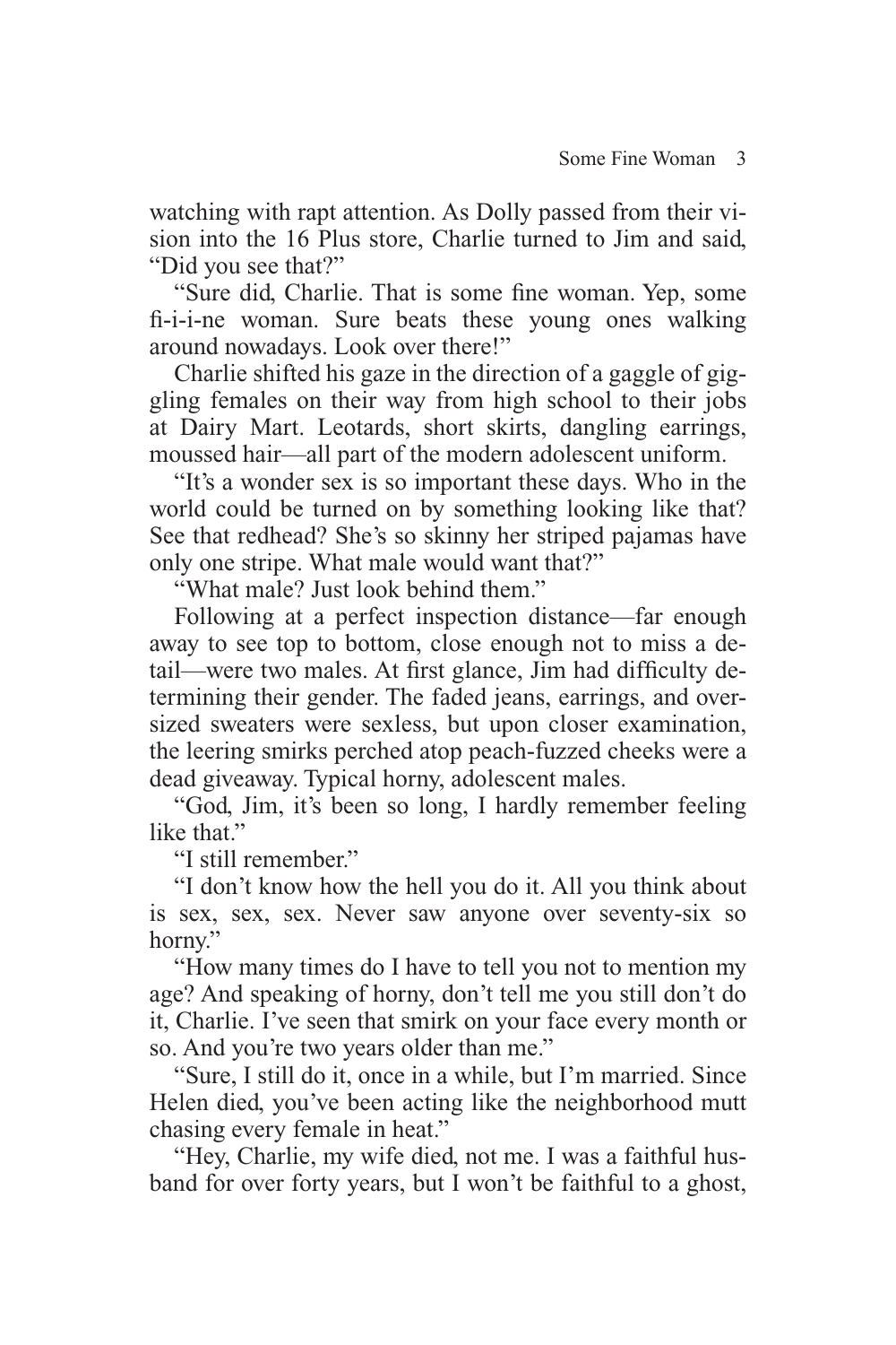watching with rapt attention. As Dolly passed from their vision into the 16 Plus store, Charlie turned to Jim and said, "Did you see that?"

"Sure did, Charlie. That is some fine woman. Yep, some fi-i-i-ne woman. Sure beats these young ones walking around nowadays. Look over there!"

Charlie shifted his gaze in the direction of a gaggle of giggling females on their way from high school to their jobs at Dairy Mart. Leotards, short skirts, dangling earrings, moussed hair—all part of the modern adolescent uniform.

"It's a wonder sex is so important these days. Who in the world could be turned on by something looking like that? See that redhead? She's so skinny her striped pajamas have only one stripe. What male would want that?"

"What male? Just look behind them."

Following at a perfect inspection distance—far enough away to see top to bottom, close enough not to miss a detail—were two males. At first glance, Jim had difficulty determining their gender. The faded jeans, earrings, and oversized sweaters were sexless, but upon closer examination, the leering smirks perched atop peach-fuzzed cheeks were a dead giveaway. Typical horny, adolescent males.

"God, Jim, it's been so long, I hardly remember feeling like that."

"I still remember."

"I don't know how the hell you do it. All you think about is sex, sex, sex. Never saw anyone over seventy-six so horny."

"How many times do I have to tell you not to mention my age? And speaking of horny, don't tell me you still don't do it, Charlie. I've seen that smirk on your face every month or so. And you're two years older than me."

"Sure, I still do it, once in a while, but I'm married. Since Helen died, you've been acting like the neighborhood mutt chasing every female in heat."

"Hey, Charlie, my wife died, not me. I was a faithful husband for over forty years, but I won't be faithful to a ghost,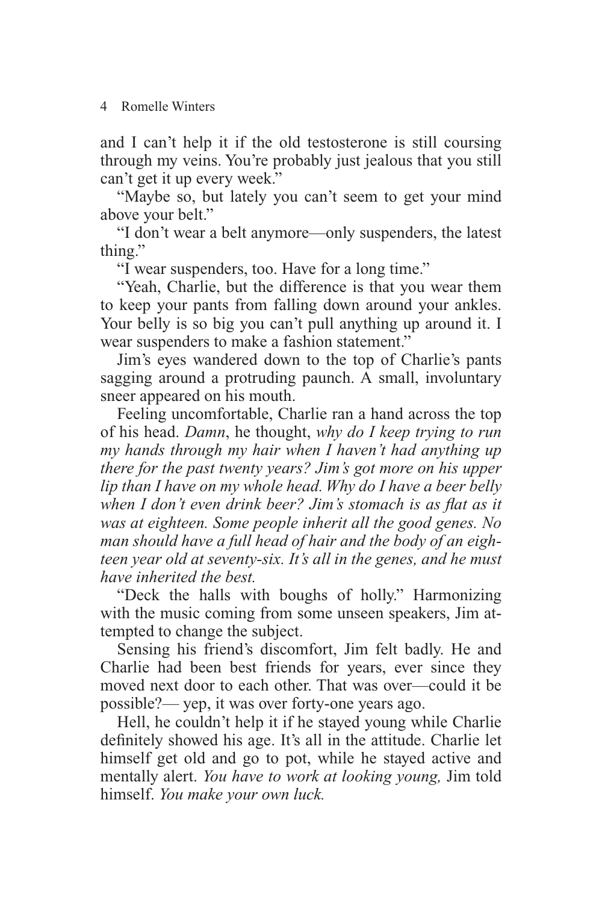and I can't help it if the old testosterone is still coursing through my veins. You're probably just jealous that you still can't get it up every week."

"Maybe so, but lately you can't seem to get your mind above your belt."

"I don't wear a belt anymore—only suspenders, the latest thing."

"I wear suspenders, too. Have for a long time."

"Yeah, Charlie, but the difference is that you wear them to keep your pants from falling down around your ankles. Your belly is so big you can't pull anything up around it. I wear suspenders to make a fashion statement."

Jim's eyes wandered down to the top of Charlie's pants sagging around a protruding paunch. A small, involuntary sneer appeared on his mouth.

Feeling uncomfortable, Charlie ran a hand across the top of his head. *Damn*, he thought, *why do I keep trying to run my hands through my hair when I haven't had anything up there for the past twenty years? Jim's got more on his upper lip than I have on my whole head. Why do I have a beer belly when I don't even drink beer? Jim's stomach is as flat as it was at eighteen. Some people inherit all the good genes. No man should have a full head of hair and the body of an eighteen year old at seventy-six. It's all in the genes, and he must have inherited the best.*

"Deck the halls with boughs of holly." Harmonizing with the music coming from some unseen speakers, Jim attempted to change the subject.

Sensing his friend's discomfort, Jim felt badly. He and Charlie had been best friends for years, ever since they moved next door to each other. That was over—could it be possible?— yep, it was over forty-one years ago.

Hell, he couldn't help it if he stayed young while Charlie definitely showed his age. It's all in the attitude. Charlie let himself get old and go to pot, while he stayed active and mentally alert. *You have to work at looking young,* Jim told himself. *You make your own luck.*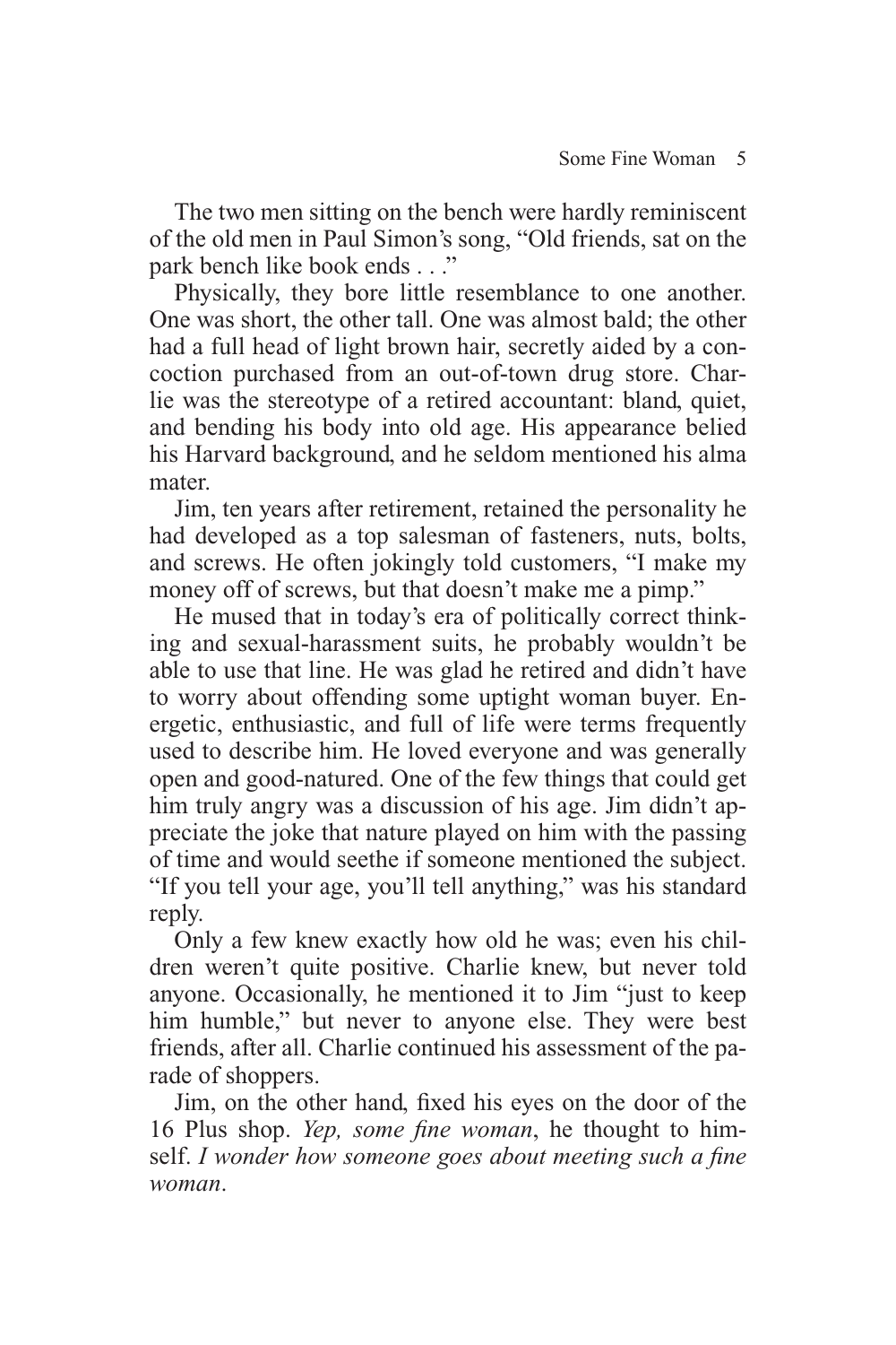The two men sitting on the bench were hardly reminiscent of the old men in Paul Simon's song, "Old friends, sat on the park bench like book ends . . ."

Physically, they bore little resemblance to one another. One was short, the other tall. One was almost bald; the other had a full head of light brown hair, secretly aided by a concoction purchased from an out-of-town drug store. Charlie was the stereotype of a retired accountant: bland, quiet, and bending his body into old age. His appearance belied his Harvard background, and he seldom mentioned his alma mater.

Jim, ten years after retirement, retained the personality he had developed as a top salesman of fasteners, nuts, bolts, and screws. He often jokingly told customers, "I make my money off of screws, but that doesn't make me a pimp."

He mused that in today's era of politically correct thinking and sexual-harassment suits, he probably wouldn't be able to use that line. He was glad he retired and didn't have to worry about offending some uptight woman buyer. Energetic, enthusiastic, and full of life were terms frequently used to describe him. He loved everyone and was generally open and good-natured. One of the few things that could get him truly angry was a discussion of his age. Jim didn't appreciate the joke that nature played on him with the passing of time and would seethe if someone mentioned the subject. "If you tell your age, you'll tell anything," was his standard reply.

Only a few knew exactly how old he was; even his children weren't quite positive. Charlie knew, but never told anyone. Occasionally, he mentioned it to Jim "just to keep him humble," but never to anyone else. They were best friends, after all. Charlie continued his assessment of the parade of shoppers.

Jim, on the other hand, fixed his eyes on the door of the 16 Plus shop. *Yep, some fine woman*, he thought to himself. *I wonder how someone goes about meeting such a fine woman*.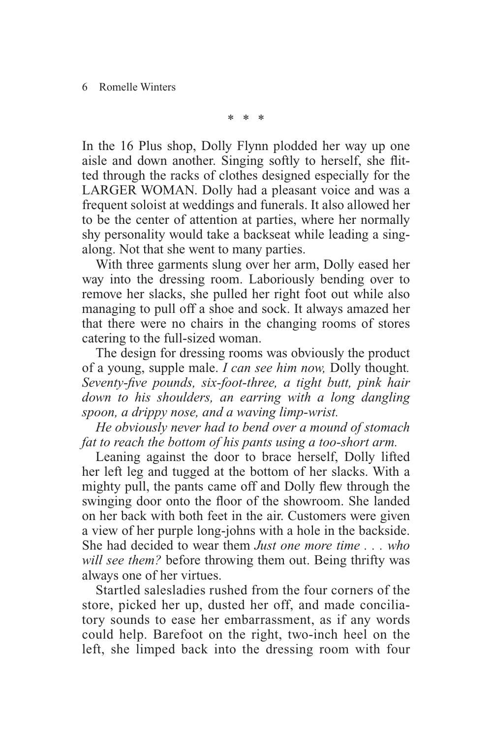\* \* \*

In the 16 Plus shop, Dolly Flynn plodded her way up one aisle and down another. Singing softly to herself, she flitted through the racks of clothes designed especially for the LARGER WOMAN. Dolly had a pleasant voice and was a frequent soloist at weddings and funerals. It also allowed her to be the center of attention at parties, where her normally shy personality would take a backseat while leading a sing-along. Not that she went to many parties.

With three garments slung over her arm, Dolly eased her way into the dressing room. Laboriously bending over to remove her slacks, she pulled her right foot out while also managing to pull off a shoe and sock. It always amazed her that there were no chairs in the changing rooms of stores catering to the full-sized woman.

The design for dressing rooms was obviously the product of a young, supple male. *I can see him now,* Dolly thought. *Seventy-five pounds, six-foot-three, a tight butt, pink hair down to his shoulders, an earring with a long dangling spoon, a drippy nose, and a waving limp-wrist.*

*He obviously never had to bend over a mound of stomach fat to reach the bottom of his pants using a too-short arm.*

Leaning against the door to brace herself, Dolly lifted her left leg and tugged at the bottom of her slacks. With a mighty pull, the pants came off and Dolly flew through the swinging door onto the floor of the showroom. She landed on her back with both feet in the air. Customers were given a view of her purple long-johns with a hole in the backside. She had decided to wear them *Just one more time . . . who will see them?* before throwing them out. Being thrifty was always one of her virtues.

Startled salesladies rushed from the four corners of the store, picked her up, dusted her off, and made conciliatory sounds to ease her embarrassment, as if any words could help. Barefoot on the right, two-inch heel on the left, she limped back into the dressing room with four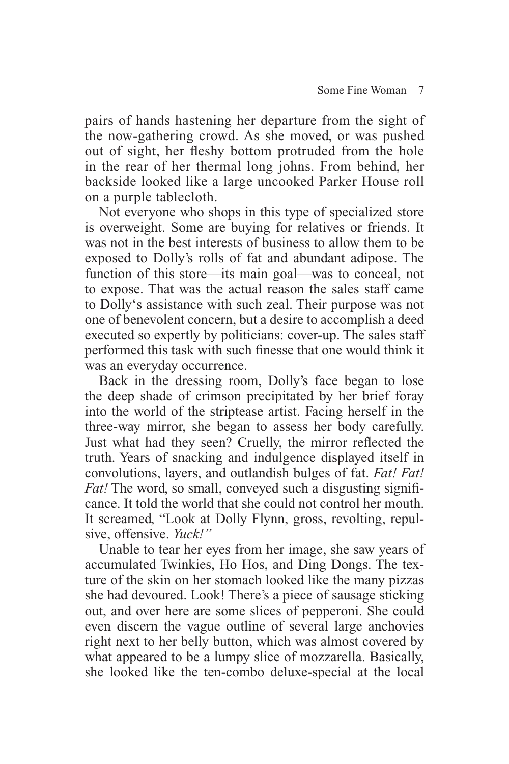pairs of hands hastening her departure from the sight of the now-gathering crowd. As she moved, or was pushed out of sight, her fleshy bottom protruded from the hole in the rear of her thermal long johns. From behind, her backside looked like a large uncooked Parker House roll on a purple tablecloth.

Not everyone who shops in this type of specialized store is overweight. Some are buying for relatives or friends. It was not in the best interests of business to allow them to be exposed to Dolly's rolls of fat and abundant adipose. The function of this store—its main goal—was to conceal, not to expose. That was the actual reason the sales staff came to Dolly's assistance with such zeal. Their purpose was not one of benevolent concern, but a desire to accomplish a deed executed so expertly by politicians: cover-up. The sales staff performed this task with such finesse that one would think it was an everyday occurrence.

Back in the dressing room, Dolly's face began to lose the deep shade of crimson precipitated by her brief foray into the world of the striptease artist. Facing herself in the three-way mirror, she began to assess her body carefully. Just what had they seen? Cruelly, the mirror reflected the truth. Years of snacking and indulgence displayed itself in convolutions, layers, and outlandish bulges of fat. *Fat! Fat! Fat!* The word, so small, conveyed such a disgusting significance. It told the world that she could not control her mouth. It screamed, "Look at Dolly Flynn, gross, revolting, repulsive, offensive. *Yuck!"*

Unable to tear her eyes from her image, she saw years of accumulated Twinkies, Ho Hos, and Ding Dongs. The texture of the skin on her stomach looked like the many pizzas she had devoured. Look! There's a piece of sausage sticking out, and over here are some slices of pepperoni. She could even discern the vague outline of several large anchovies right next to her belly button, which was almost covered by what appeared to be a lumpy slice of mozzarella. Basically, she looked like the ten-combo deluxe-special at the local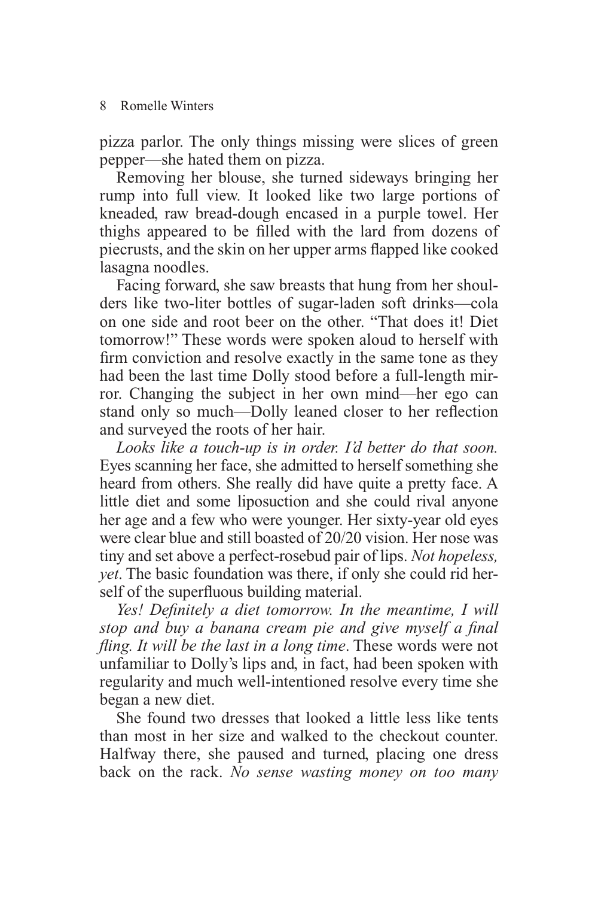pizza parlor. The only things missing were slices of green pepper—she hated them on pizza.

Removing her blouse, she turned sideways bringing her rump into full view. It looked like two large portions of kneaded, raw bread-dough encased in a purple towel. Her thighs appeared to be filled with the lard from dozens of piecrusts, and the skin on her upper arms flapped like cooked lasagna noodles.

Facing forward, she saw breasts that hung from her shoulders like two-liter bottles of sugar-laden soft drinks—cola on one side and root beer on the other. "That does it! Diet tomorrow!" These words were spoken aloud to herself with firm conviction and resolve exactly in the same tone as they had been the last time Dolly stood before a full-length mirror. Changing the subject in her own mind—her ego can stand only so much—Dolly leaned closer to her reflection and surveyed the roots of her hair.

*Looks like a touch-up is in order. I'd better do that soon.* Eyes scanning her face, she admitted to herself something she heard from others. She really did have quite a pretty face. A little diet and some liposuction and she could rival anyone her age and a few who were younger. Her sixty-year old eyes were clear blue and still boasted of 20/20 vision. Her nose was tiny and set above a perfect-rosebud pair of lips. *Not hopeless, yet*. The basic foundation was there, if only she could rid herself of the superfluous building material.

*Yes! Definitely a diet tomorrow. In the meantime, I will stop and buy a banana cream pie and give myself a final fling. It will be the last in a long time*. These words were not unfamiliar to Dolly's lips and, in fact, had been spoken with regularity and much well-intentioned resolve every time she began a new diet.

She found two dresses that looked a little less like tents than most in her size and walked to the checkout counter. Halfway there, she paused and turned, placing one dress back on the rack. *No sense wasting money on too many*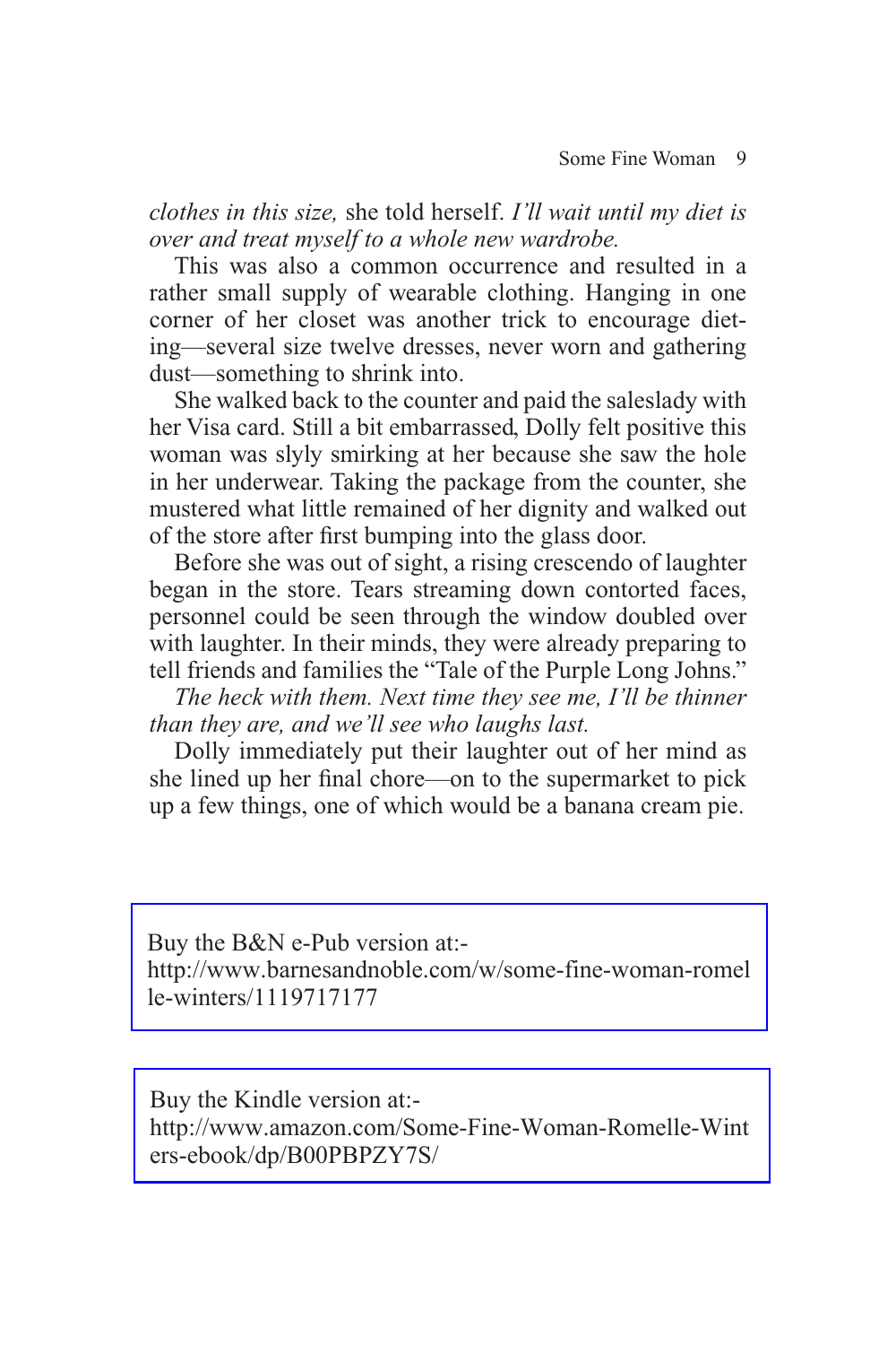*clothes in this size,* she told herself. *I'll wait until my diet is over and treat myself to a whole new wardrobe.*

This was also a common occurrence and resulted in a rather small supply of wearable clothing. Hanging in one corner of her closet was another trick to encourage dieting—several size twelve dresses, never worn and gathering dust—something to shrink into.

She walked back to the counter and paid the saleslady with her Visa card. Still a bit embarrassed, Dolly felt positive this woman was slyly smirking at her because she saw the hole in her underwear. Taking the package from the counter, she mustered what little remained of her dignity and walked out of the store after first bumping into the glass door.

Before she was out of sight, a rising crescendo of laughter began in the store. Tears streaming down contorted faces, personnel could be seen through the window doubled over with laughter. In their minds, they were already preparing to tell friends and families the "Tale of the Purple Long Johns."

*The heck with them. Next time they see me, I'll be thinner than they are, and we'll see who laughs last.*

Dolly immediately put their laughter out of her mind as she lined up her final chore—on to the supermarket to pick up a few things, one of which would be a banana cream pie.

Buy the B&N e-Pub version at:-
http://www.barnesandnoble.com/w/some-fine-woman-romelle-winters/1119717177

Buy the Kindle version at:-
http://www.amazon.com/Some-Fine-Woman-Romelle-Winters-ebook/dp/B00PBPZY7S/